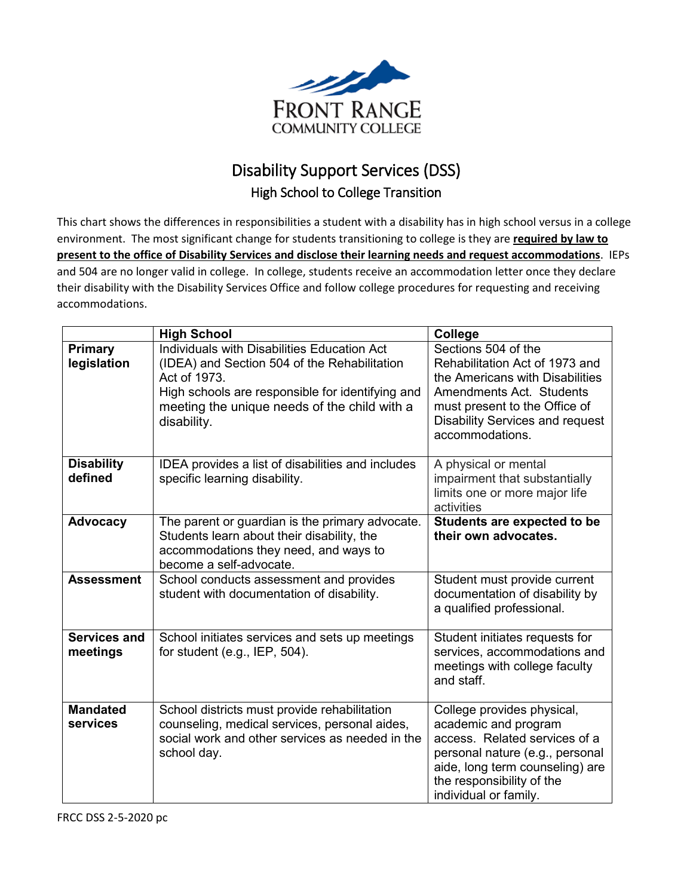FRONT RANGE
COMMUNITY COLLEGE

# Disability Support Services (DSS)

## High School to College Transition

This chart shows the differences in responsibilities a student with a disability has in high school versus in a college environment. The most significant change for students transitioning to college is they are **required by law to present to the office of Disability Services and disclose their learning needs and request accommodations**. IEPs and 504 are no longer valid in college. In college, students receive an accommodation letter once they declare their disability with the Disability Services Office and follow college procedures for requesting and receiving accommodations.

| | **High School** | **College** |
|---|---|---|
| **Primary legislation** | Individuals with Disabilities Education Act (IDEA) and Section 504 of the Rehabilitation Act of 1973.<br>High schools are responsible for identifying and meeting the unique needs of the child with a disability. | Sections 504 of the Rehabilitation Act of 1973 and the Americans with Disabilities Amendments Act. Students must present to the Office of Disability Services and request accommodations. |
| **Disability defined** | IDEA provides a list of disabilities and includes specific learning disability. | A physical or mental impairment that substantially limits one or more major life activities |
| **Advocacy** | The parent or guardian is the primary advocate. Students learn about their disability, the accommodations they need, and ways to become a self-advocate. | **Students are expected to be their own advocates.** |
| **Assessment** | School conducts assessment and provides student with documentation of disability. | Student must provide current documentation of disability by a qualified professional. |
| **Services and meetings** | School initiates services and sets up meetings for student (e.g., IEP, 504). | Student initiates requests for services, accommodations and meetings with college faculty and staff. |
| **Mandated services** | School districts must provide rehabilitation counseling, medical services, personal aides, social work and other services as needed in the school day. | College provides physical, academic and program access. Related services of a personal nature (e.g., personal aide, long term counseling) are the responsibility of the individual or family. |

FRCC DSS 2-5-2020 pc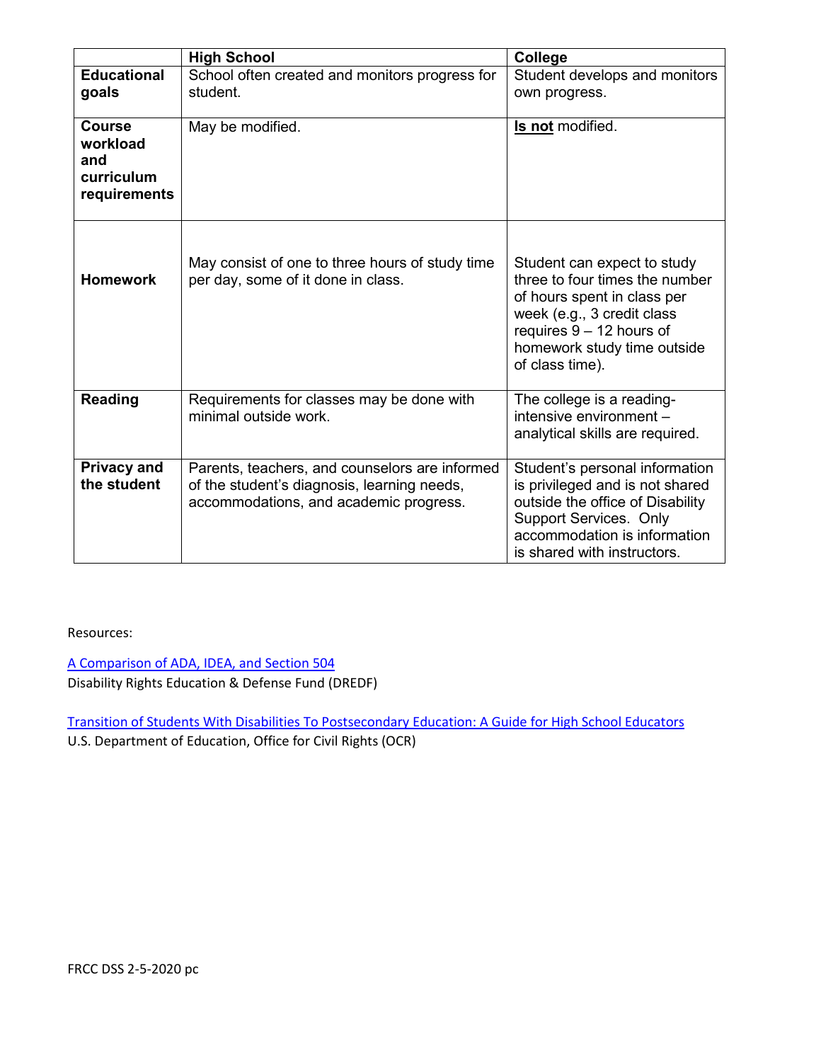| | **High School** | **College** |
|---|---|---|
| **Educational goals** | School often created and monitors progress for student. | Student develops and monitors own progress. |
| **Course workload and curriculum requirements** | May be modified. | **Is not** modified. |
| **Homework** | May consist of one to three hours of study time per day, some of it done in class. | Student can expect to study three to four times the number of hours spent in class per week (e.g., 3 credit class requires 9 – 12 hours of homework study time outside of class time). |
| **Reading** | Requirements for classes may be done with minimal outside work. | The college is a reading-intensive environment – analytical skills are required. |
| **Privacy and the student** | Parents, teachers, and counselors are informed of the student's diagnosis, learning needs, accommodations, and academic progress. | Student's personal information is privileged and is not shared outside the office of Disability Support Services. Only accommodation is information is shared with instructors. |

Resources:

A Comparison of ADA, IDEA, and Section 504
Disability Rights Education & Defense Fund (DREDF)

Transition of Students With Disabilities To Postsecondary Education: A Guide for High School Educators
U.S. Department of Education, Office for Civil Rights (OCR)

FRCC DSS 2-5-2020 pc